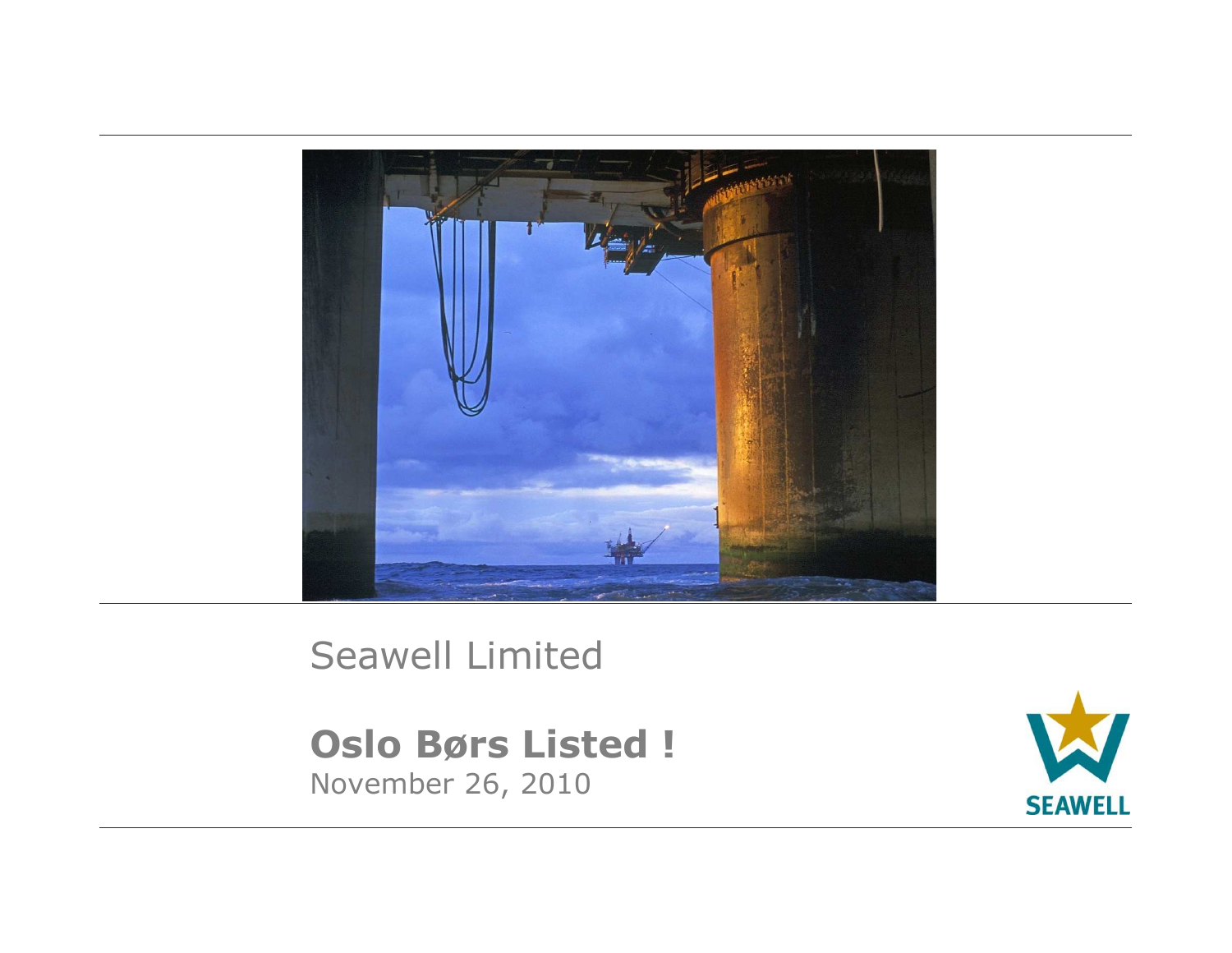Seawell Limited

**Oslo Børs Listed !**

November 26, 2010

SEAWELL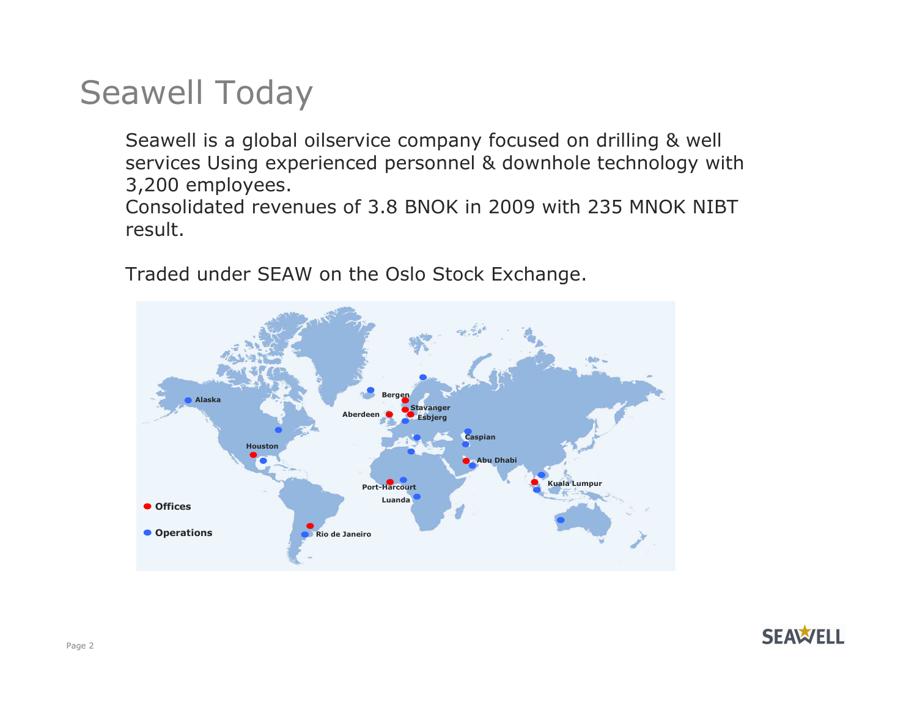# Seawell Today

Seawell is a global oilservice company focused on drilling & well services Using experienced personnel & downhole technology with 3,200 employees.
Consolidated revenues of 3.8 BNOK in 2009 with 235 MNOK NIBT result.

Traded under SEAW on the Oslo Stock Exchange.

Alaska
Houston
Aberdeen
Bergen
Stavanger
Esbjerg
Caspian
Abu Dhabi
Port-Harcourt
Luanda
Kuala Lumpur
Rio de Janeiro

● Offices

● Operations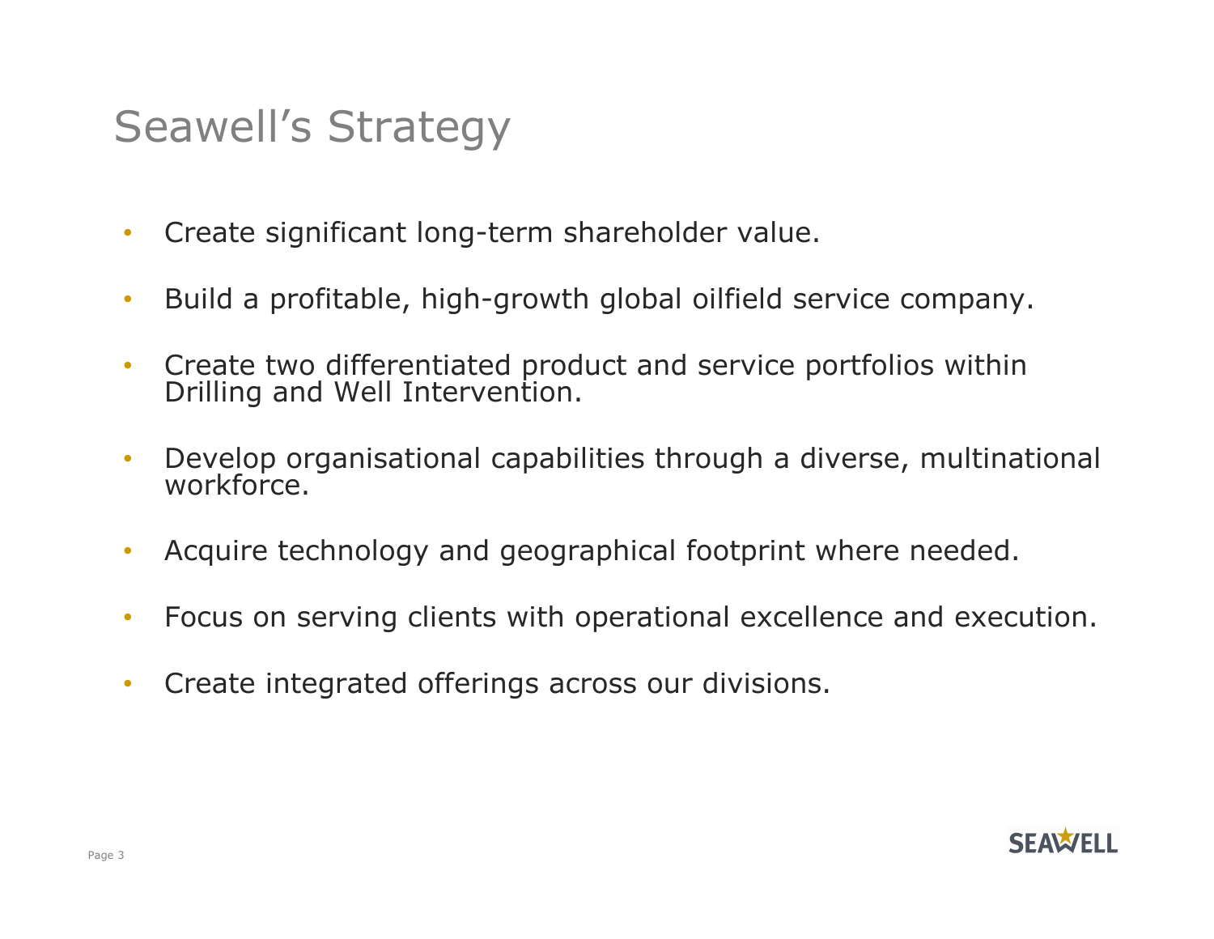# Seawell's Strategy

- Create significant long-term shareholder value.
- Build a profitable, high-growth global oilfield service company.
- Create two differentiated product and service portfolios within Drilling and Well Intervention.
- Develop organisational capabilities through a diverse, multinational workforce.
- Acquire technology and geographical footprint where needed.
- Focus on serving clients with operational excellence and execution.
- Create integrated offerings across our divisions.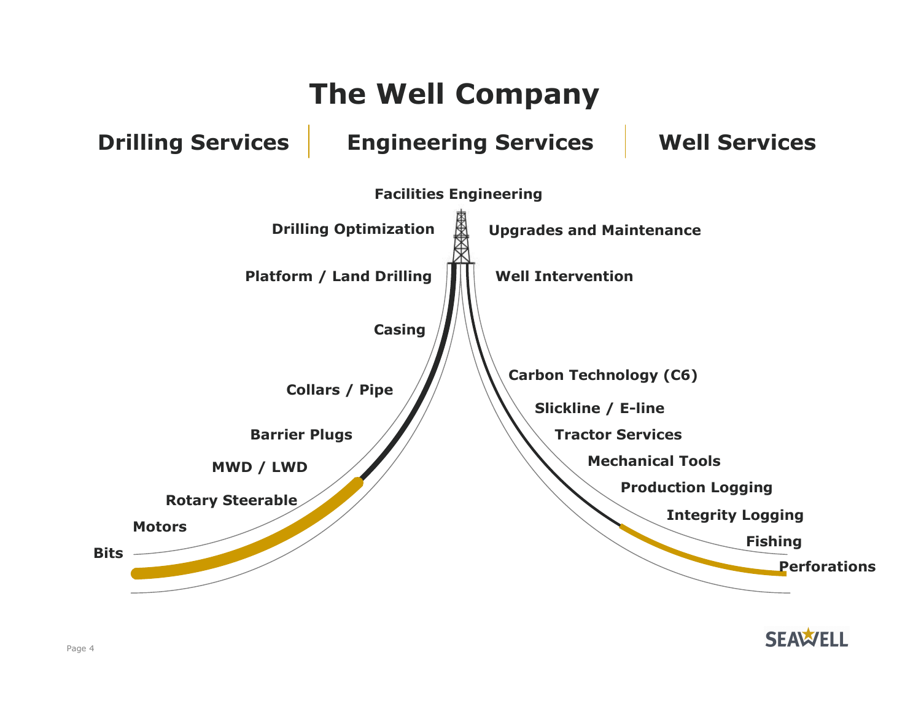# The Well Company

**Drilling Services** | **Engineering Services** | **Well Services**

**Facilities Engineering**

**Drilling Optimization**

**Upgrades and Maintenance**

**Platform / Land Drilling**

**Well Intervention**

**Casing**

**Collars / Pipe**

**Barrier Plugs**

**MWD / LWD**

**Rotary Steerable**

**Motors**

**Bits**

**Carbon Technology (C6)**

**Slickline / E-line**

**Tractor Services**

**Mechanical Tools**

**Production Logging**

**Integrity Logging**

**Fishing**

**Perforations**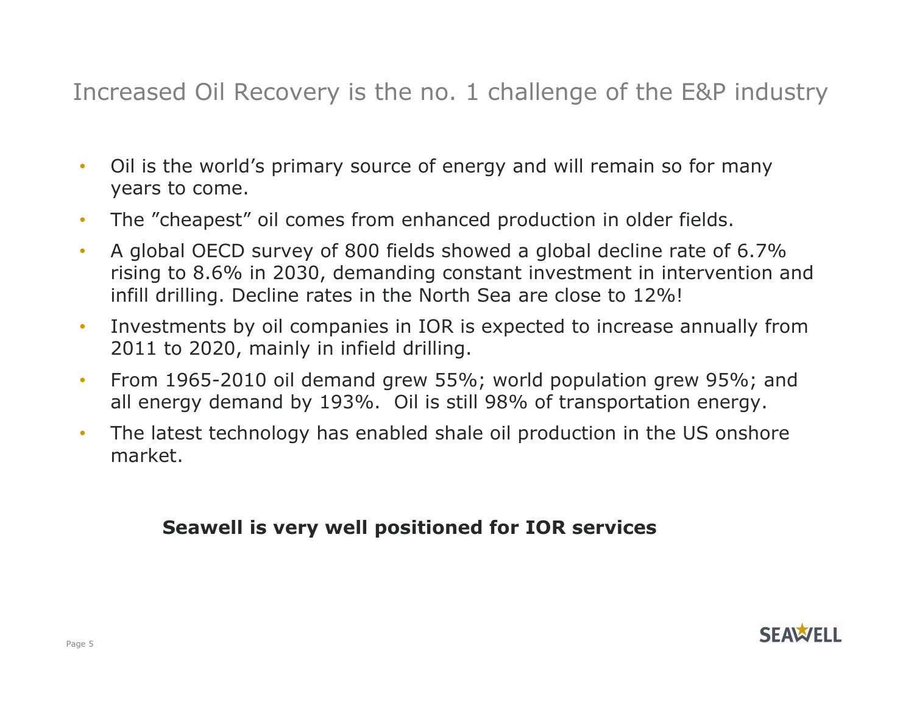# Increased Oil Recovery is the no. 1 challenge of the E&P industry

- Oil is the world's primary source of energy and will remain so for many years to come.
- The "cheapest" oil comes from enhanced production in older fields.
- A global OECD survey of 800 fields showed a global decline rate of 6.7% rising to 8.6% in 2030, demanding constant investment in intervention and infill drilling. Decline rates in the North Sea are close to 12%!
- Investments by oil companies in IOR is expected to increase annually from 2011 to 2020, mainly in infield drilling.
- From 1965-2010 oil demand grew 55%; world population grew 95%; and all energy demand by 193%. Oil is still 98% of transportation energy.
- The latest technology has enabled shale oil production in the US onshore market.

**Seawell is very well positioned for IOR services**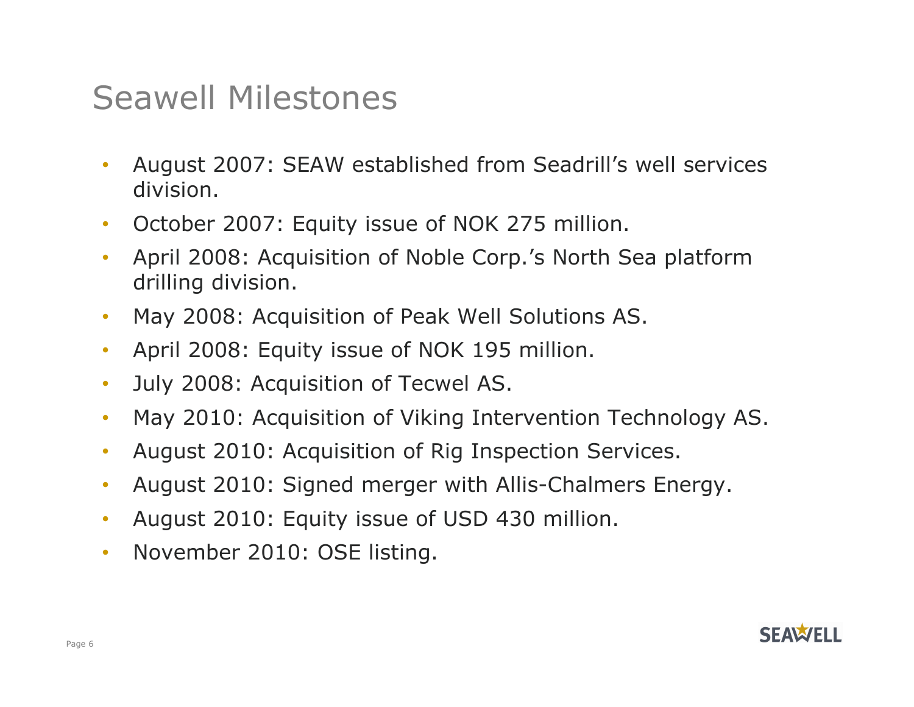# Seawell Milestones

- August 2007: SEAW established from Seadrill’s well services division.
- October 2007: Equity issue of NOK 275 million.
- April 2008: Acquisition of Noble Corp.’s North Sea platform drilling division.
- May 2008: Acquisition of Peak Well Solutions AS.
- April 2008: Equity issue of NOK 195 million.
- July 2008: Acquisition of Tecwel AS.
- May 2010: Acquisition of Viking Intervention Technology AS.
- August 2010: Acquisition of Rig Inspection Services.
- August 2010: Signed merger with Allis-Chalmers Energy.
- August 2010: Equity issue of USD 430 million.
- November 2010: OSE listing.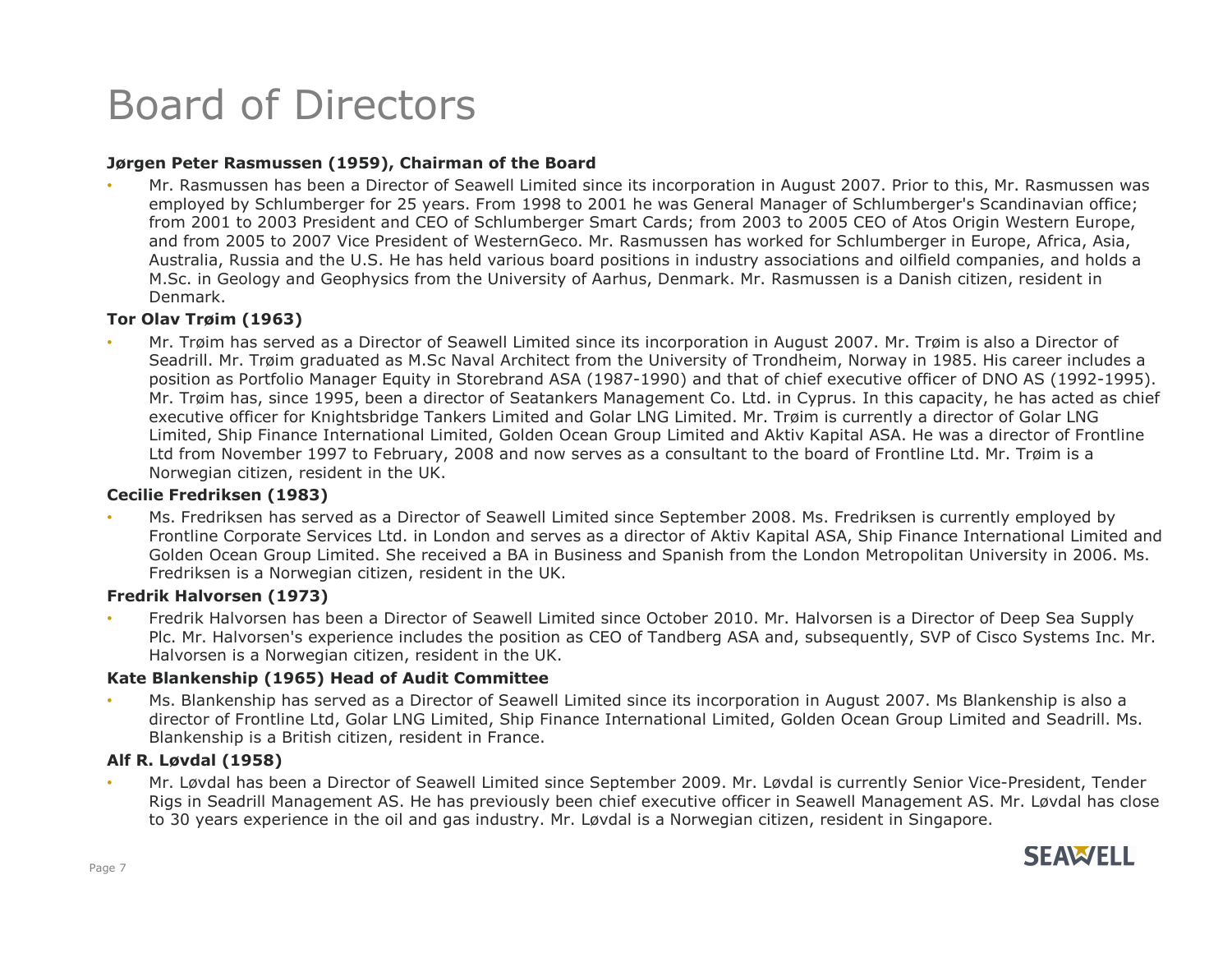# Board of Directors

**Jørgen Peter Rasmussen (1959), Chairman of the Board**

- Mr. Rasmussen has been a Director of Seawell Limited since its incorporation in August 2007. Prior to this, Mr. Rasmussen was employed by Schlumberger for 25 years. From 1998 to 2001 he was General Manager of Schlumberger's Scandinavian office; from 2001 to 2003 President and CEO of Schlumberger Smart Cards; from 2003 to 2005 CEO of Atos Origin Western Europe, and from 2005 to 2007 Vice President of WesternGeco. Mr. Rasmussen has worked for Schlumberger in Europe, Africa, Asia, Australia, Russia and the U.S. He has held various board positions in industry associations and oilfield companies, and holds a M.Sc. in Geology and Geophysics from the University of Aarhus, Denmark. Mr. Rasmussen is a Danish citizen, resident in Denmark.

**Tor Olav Trøim (1963)**

- Mr. Trøim has served as a Director of Seawell Limited since its incorporation in August 2007. Mr. Trøim is also a Director of Seadrill. Mr. Trøim graduated as M.Sc Naval Architect from the University of Trondheim, Norway in 1985. His career includes a position as Portfolio Manager Equity in Storebrand ASA (1987-1990) and that of chief executive officer of DNO AS (1992-1995). Mr. Trøim has, since 1995, been a director of Seatankers Management Co. Ltd. in Cyprus. In this capacity, he has acted as chief executive officer for Knightsbridge Tankers Limited and Golar LNG Limited. Mr. Trøim is currently a director of Golar LNG Limited, Ship Finance International Limited, Golden Ocean Group Limited and Aktiv Kapital ASA. He was a director of Frontline Ltd from November 1997 to February, 2008 and now serves as a consultant to the board of Frontline Ltd. Mr. Trøim is a Norwegian citizen, resident in the UK.

**Cecilie Fredriksen (1983)**

- Ms. Fredriksen has served as a Director of Seawell Limited since September 2008. Ms. Fredriksen is currently employed by Frontline Corporate Services Ltd. in London and serves as a director of Aktiv Kapital ASA, Ship Finance International Limited and Golden Ocean Group Limited. She received a BA in Business and Spanish from the London Metropolitan University in 2006. Ms. Fredriksen is a Norwegian citizen, resident in the UK.

**Fredrik Halvorsen (1973)**

- Fredrik Halvorsen has been a Director of Seawell Limited since October 2010. Mr. Halvorsen is a Director of Deep Sea Supply Plc. Mr. Halvorsen's experience includes the position as CEO of Tandberg ASA and, subsequently, SVP of Cisco Systems Inc. Mr. Halvorsen is a Norwegian citizen, resident in the UK.

**Kate Blankenship (1965) Head of Audit Committee**

- Ms. Blankenship has served as a Director of Seawell Limited since its incorporation in August 2007. Ms Blankenship is also a director of Frontline Ltd, Golar LNG Limited, Ship Finance International Limited, Golden Ocean Group Limited and Seadrill. Ms. Blankenship is a British citizen, resident in France.

**Alf R. Løvdal (1958)**

- Mr. Løvdal has been a Director of Seawell Limited since September 2009. Mr. Løvdal is currently Senior Vice-President, Tender Rigs in Seadrill Management AS. He has previously been chief executive officer in Seawell Management AS. Mr. Løvdal has close to 30 years experience in the oil and gas industry. Mr. Løvdal is a Norwegian citizen, resident in Singapore.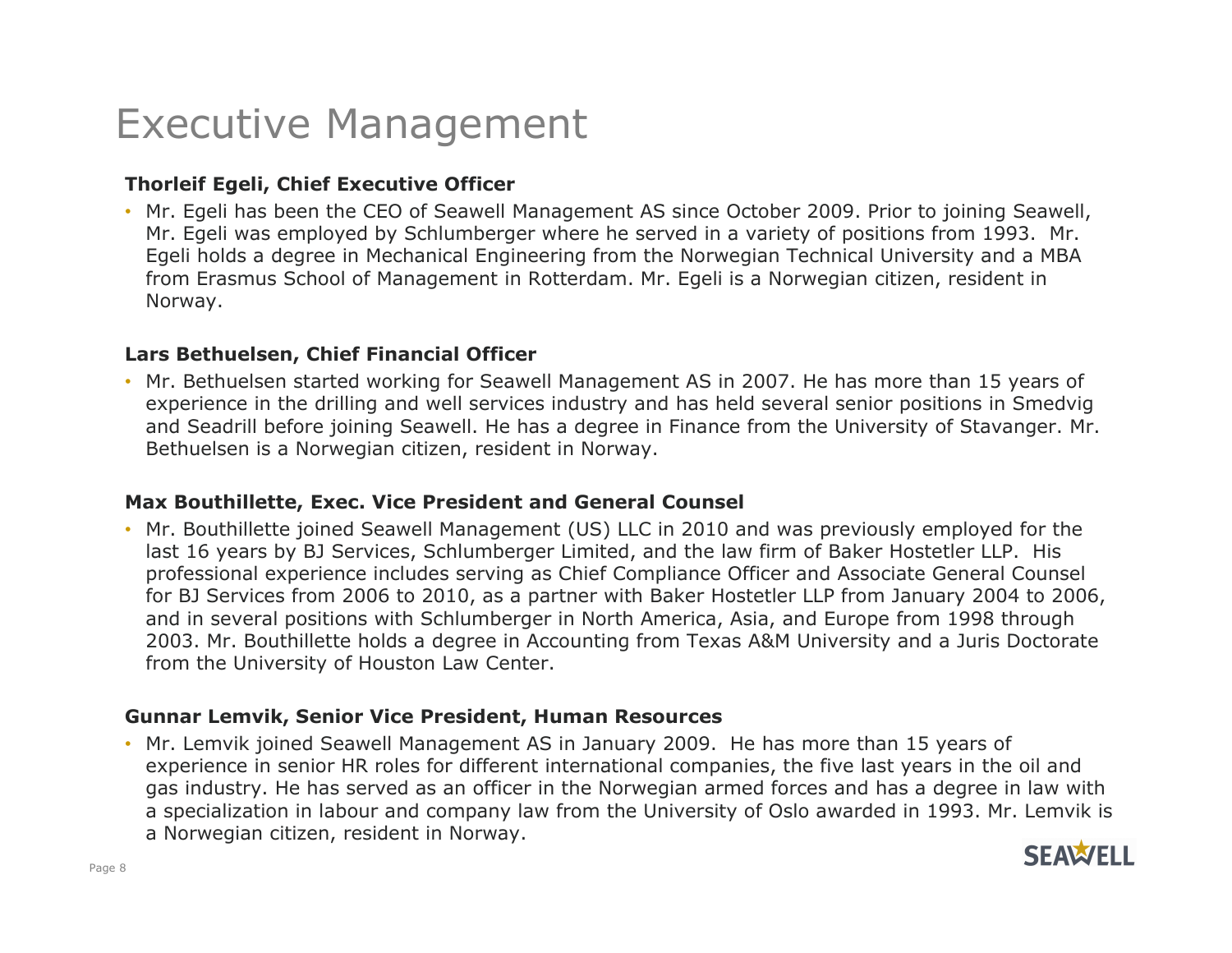# Executive Management

**Thorleif Egeli, Chief Executive Officer**

- Mr. Egeli has been the CEO of Seawell Management AS since October 2009. Prior to joining Seawell, Mr. Egeli was employed by Schlumberger where he served in a variety of positions from 1993. Mr. Egeli holds a degree in Mechanical Engineering from the Norwegian Technical University and a MBA from Erasmus School of Management in Rotterdam. Mr. Egeli is a Norwegian citizen, resident in Norway.

**Lars Bethuelsen, Chief Financial Officer**

- Mr. Bethuelsen started working for Seawell Management AS in 2007. He has more than 15 years of experience in the drilling and well services industry and has held several senior positions in Smedvig and Seadrill before joining Seawell. He has a degree in Finance from the University of Stavanger. Mr. Bethuelsen is a Norwegian citizen, resident in Norway.

**Max Bouthillette, Exec. Vice President and General Counsel**

- Mr. Bouthillette joined Seawell Management (US) LLC in 2010 and was previously employed for the last 16 years by BJ Services, Schlumberger Limited, and the law firm of Baker Hostetler LLP. His professional experience includes serving as Chief Compliance Officer and Associate General Counsel for BJ Services from 2006 to 2010, as a partner with Baker Hostetler LLP from January 2004 to 2006, and in several positions with Schlumberger in North America, Asia, and Europe from 1998 through 2003. Mr. Bouthillette holds a degree in Accounting from Texas A&M University and a Juris Doctorate from the University of Houston Law Center.

**Gunnar Lemvik, Senior Vice President, Human Resources**

- Mr. Lemvik joined Seawell Management AS in January 2009. He has more than 15 years of experience in senior HR roles for different international companies, the five last years in the oil and gas industry. He has served as an officer in the Norwegian armed forces and has a degree in law with a specialization in labour and company law from the University of Oslo awarded in 1993. Mr. Lemvik is a Norwegian citizen, resident in Norway.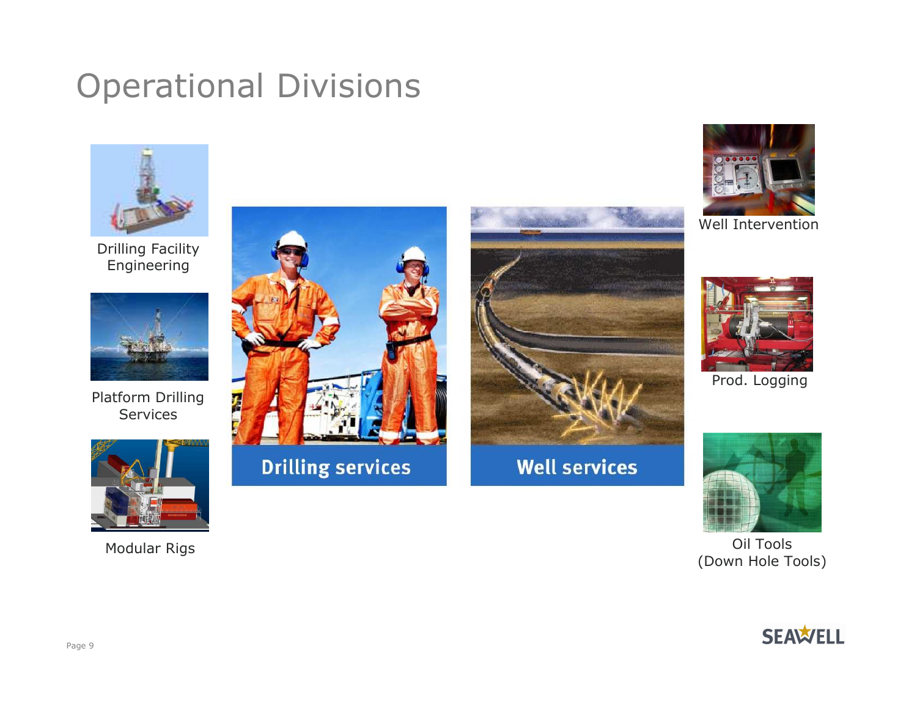# Operational Divisions

Drilling Facility Engineering

Platform Drilling Services

Modular Rigs

Drilling services

Well services

Well Intervention

Prod. Logging

Oil Tools
(Down Hole Tools)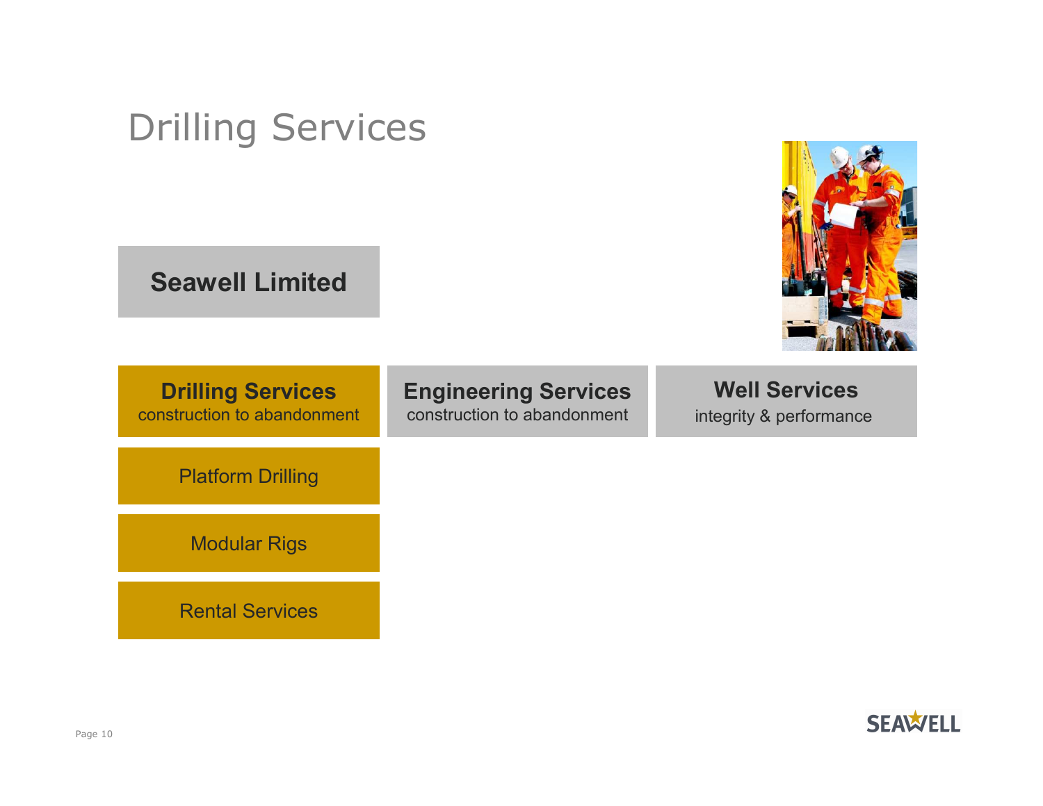# Drilling Services

**Seawell Limited**

**Drilling Services**
construction to abandonment

**Engineering Services**
construction to abandonment

**Well Services**
integrity & performance

- Platform Drilling
- Modular Rigs
- Rental Services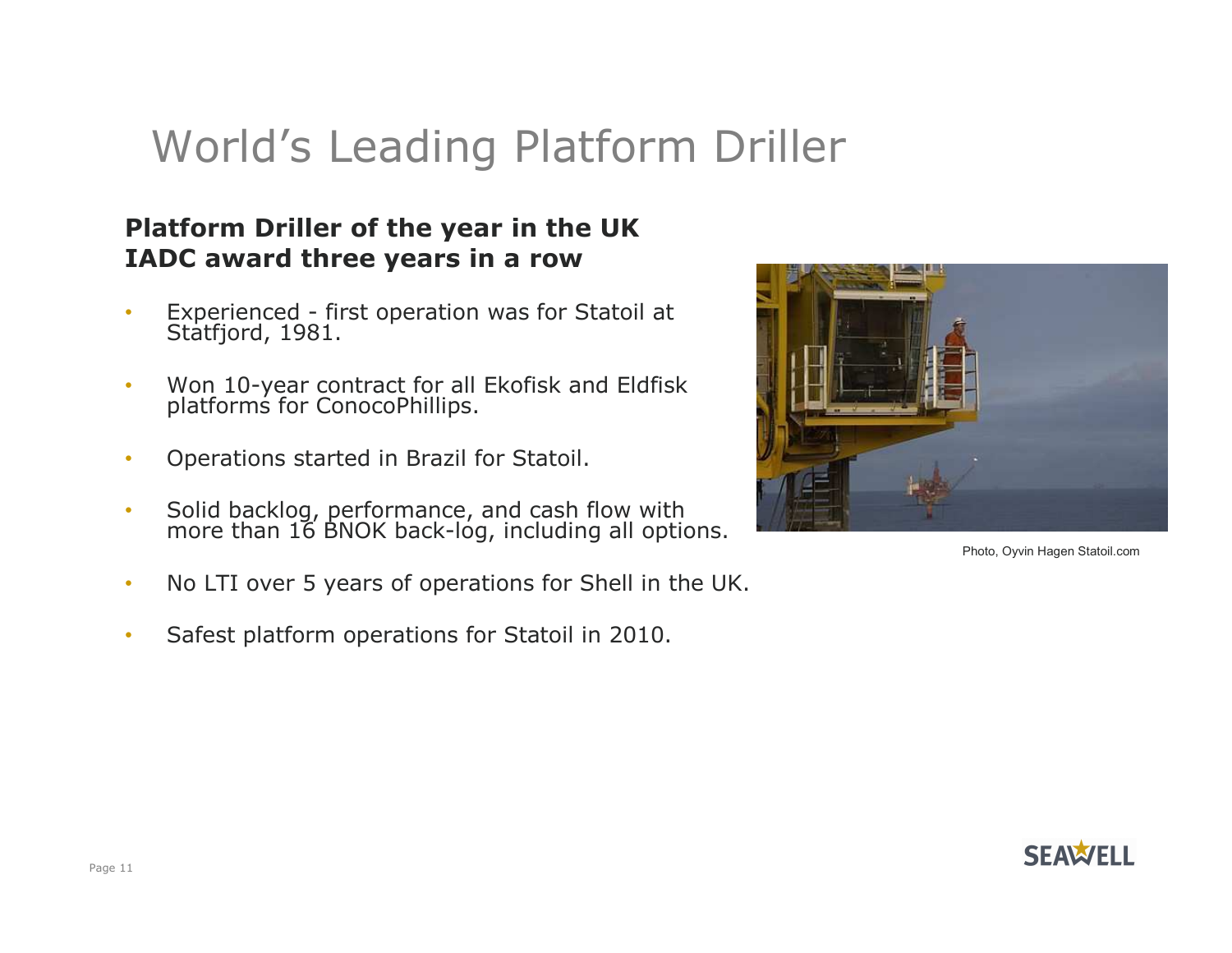# World's Leading Platform Driller

**Platform Driller of the year in the UK**
**IADC award three years in a row**

- Experienced - first operation was for Statoil at Statfjord, 1981.
- Won 10-year contract for all Ekofisk and Eldfisk platforms for ConocoPhillips.
- Operations started in Brazil for Statoil.
- Solid backlog, performance, and cash flow with more than 16 BNOK back-log, including all options.
- No LTI over 5 years of operations for Shell in the UK.
- Safest platform operations for Statoil in 2010.

Photo, Oyvin Hagen Statoil.com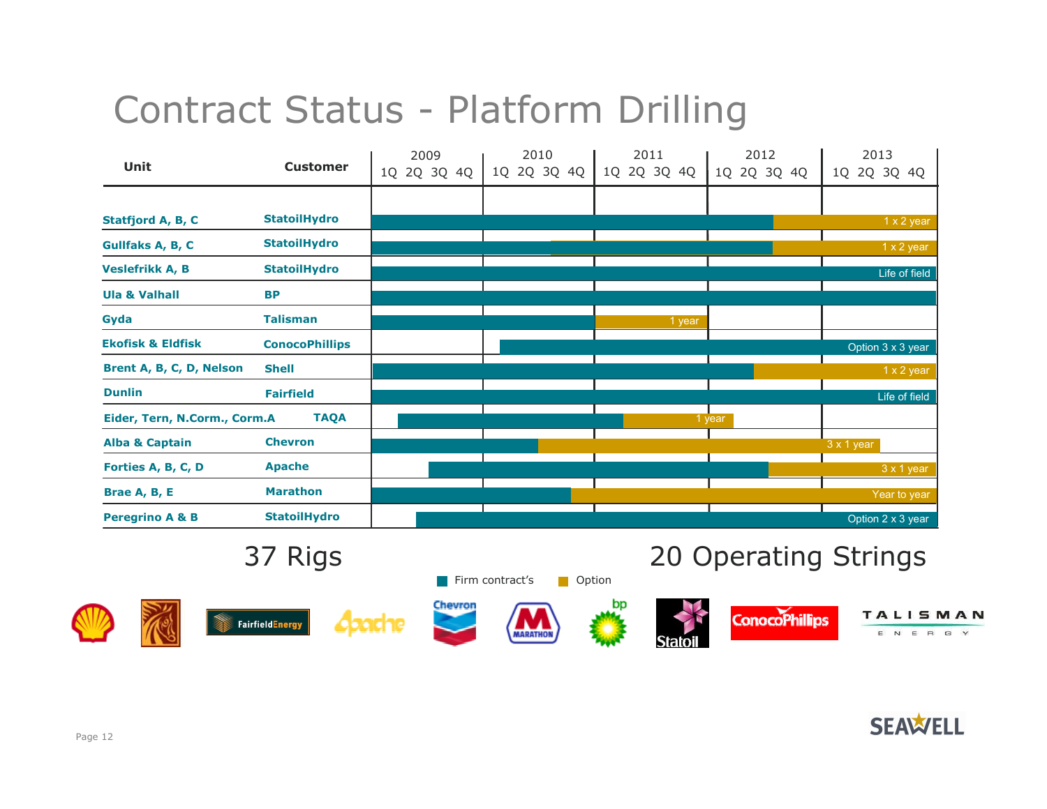# Contract Status - Platform Drilling

| Unit | Customer | Contract status (2009–2013) |
|---|---|---|
| Statfjord A, B, C | StatoilHydro | 1 x 2 year |
| Gullfaks A, B, C | StatoilHydro | 1 x 2 year |
| Veslefrikk A, B | StatoilHydro | Life of field |
| Ula & Valhall | BP | |
| Gyda | Talisman | 1 year |
| Ekofisk & Eldfisk | ConocoPhillips | Option 3 x 3 year |
| Brent A, B, C, D, Nelson | Shell | 1 x 2 year |
| Dunlin | Fairfield | Life of field |
| Eider, Tern, N.Corm., Corm.A | TAQA | 1 year |
| Alba & Captain | Chevron | 3 x 1 year |
| Forties A, B, C, D | Apache | 3 x 1 year |
| Brae A, B, E | Marathon | Year to year |
| Peregrino A & B | StatoilHydro | Option 2 x 3 year |

Legend: Firm contract's / Option

37 Rigs

20 Operating Strings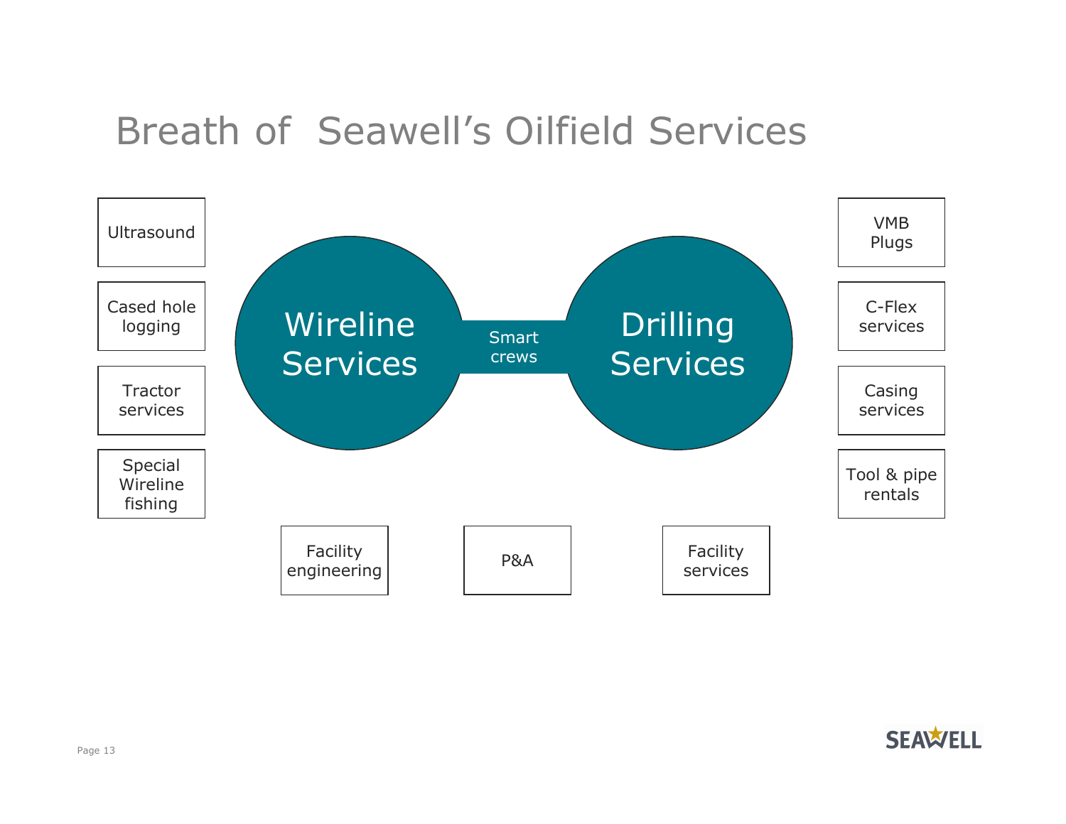# Breath of Seawell's Oilfield Services

**Wireline Services** — Smart crews — **Drilling Services**

Wireline Services:
- Ultrasound
- Cased hole logging
- Tractor services
- Special Wireline fishing

Drilling Services:
- VMB Plugs
- C-Flex services
- Casing services
- Tool & pipe rentals

Shared:
- Facility engineering
- P&A
- Facility services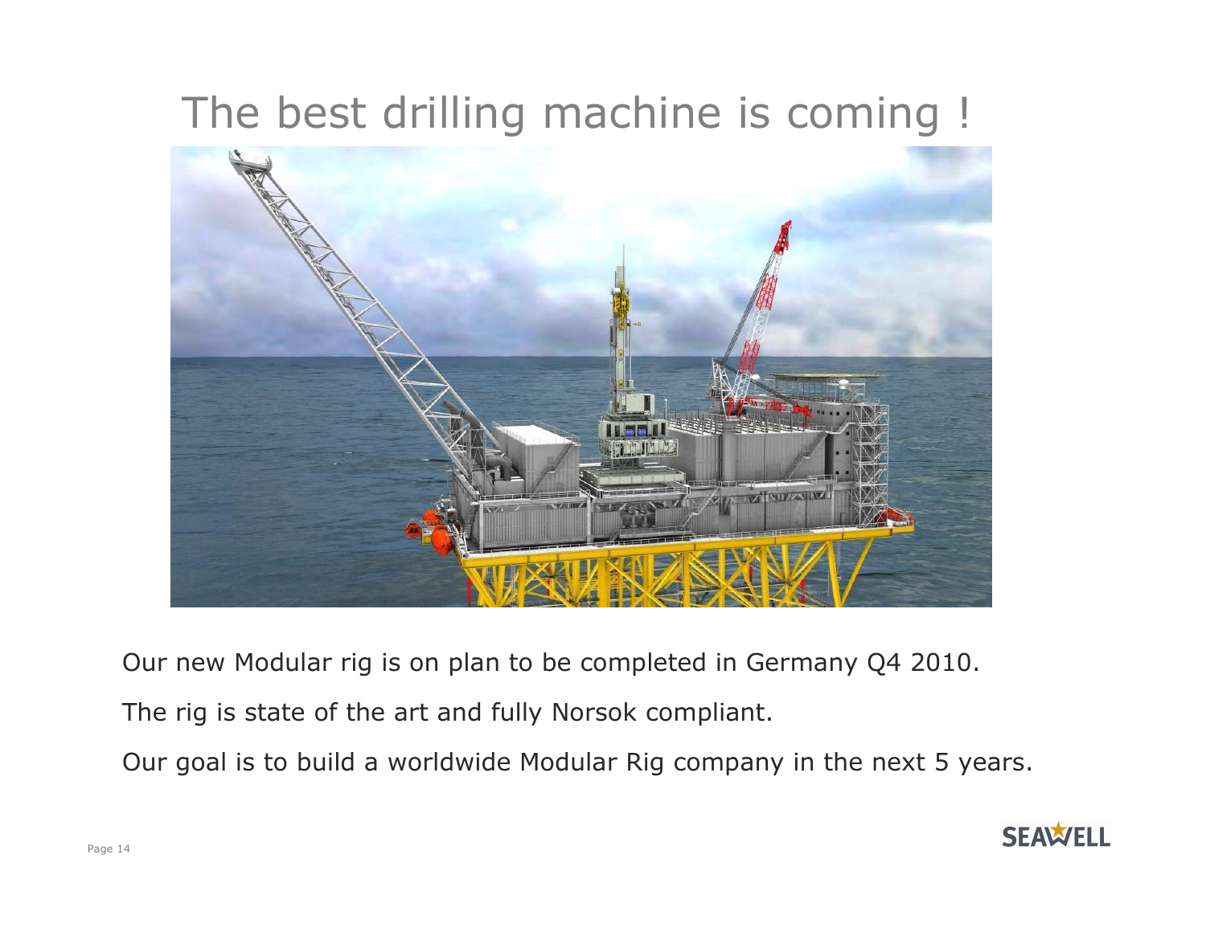# The best drilling machine is coming !

Our new Modular rig is on plan to be completed in Germany Q4 2010.

The rig is state of the art and fully Norsok compliant.

Our goal is to build a worldwide Modular Rig company in the next 5 years.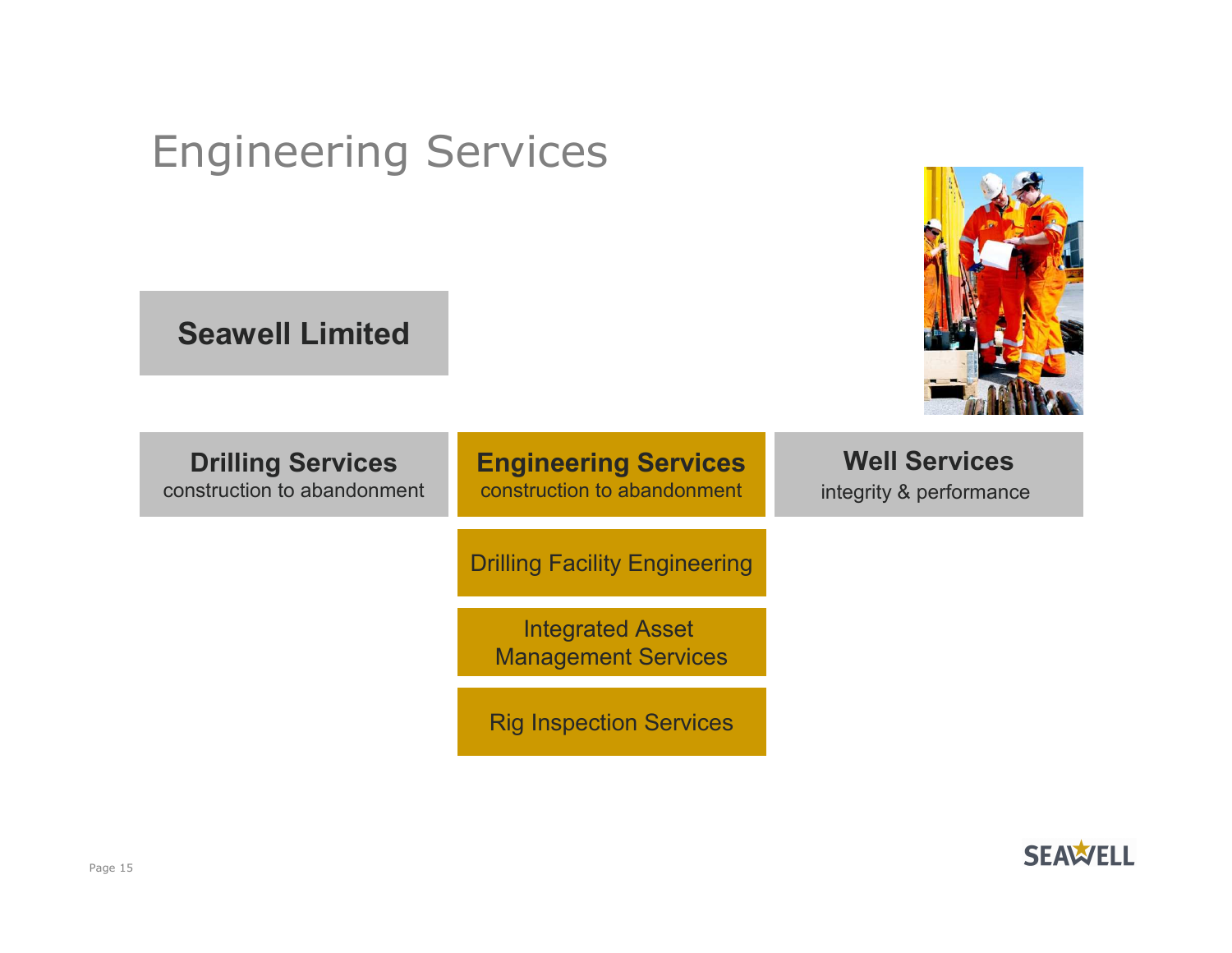# Engineering Services

**Seawell Limited**

**Drilling Services**
construction to abandonment

**Engineering Services**
construction to abandonment

- Drilling Facility Engineering
- Integrated Asset Management Services
- Rig Inspection Services

**Well Services**
integrity & performance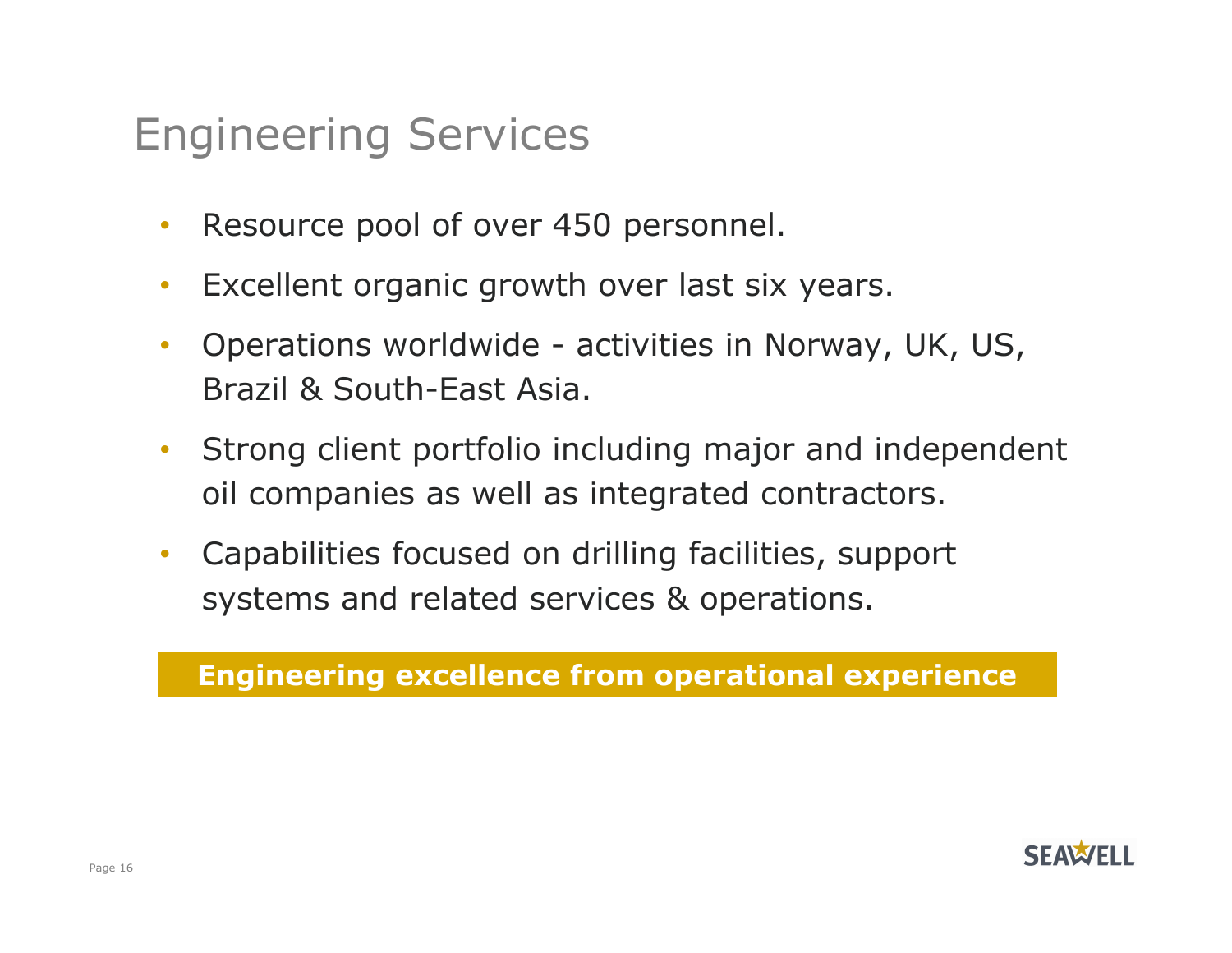# Engineering Services

- Resource pool of over 450 personnel.
- Excellent organic growth over last six years.
- Operations worldwide - activities in Norway, UK, US, Brazil & South-East Asia.
- Strong client portfolio including major and independent oil companies as well as integrated contractors.
- Capabilities focused on drilling facilities, support systems and related services & operations.

**Engineering excellence from operational experience**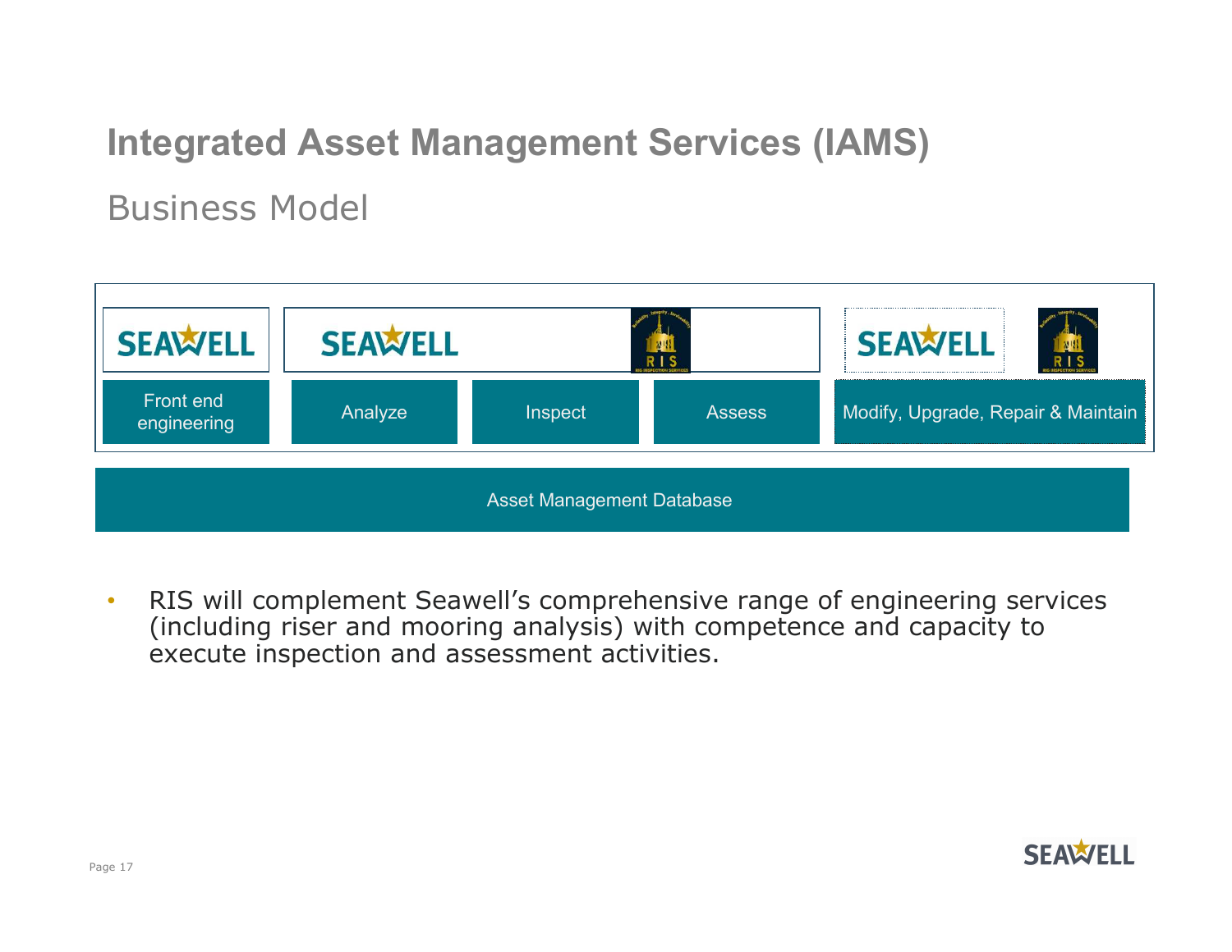# Integrated Asset Management Services (IAMS)

## Business Model

| SEAWELL | SEAWELL | | RIS | SEAWELL / RIS |
|---|---|---|---|---|
| Front end engineering | Analyze | Inspect | Assess | Modify, Upgrade, Repair & Maintain |

Asset Management Database

- RIS will complement Seawell's comprehensive range of engineering services (including riser and mooring analysis) with competence and capacity to execute inspection and assessment activities.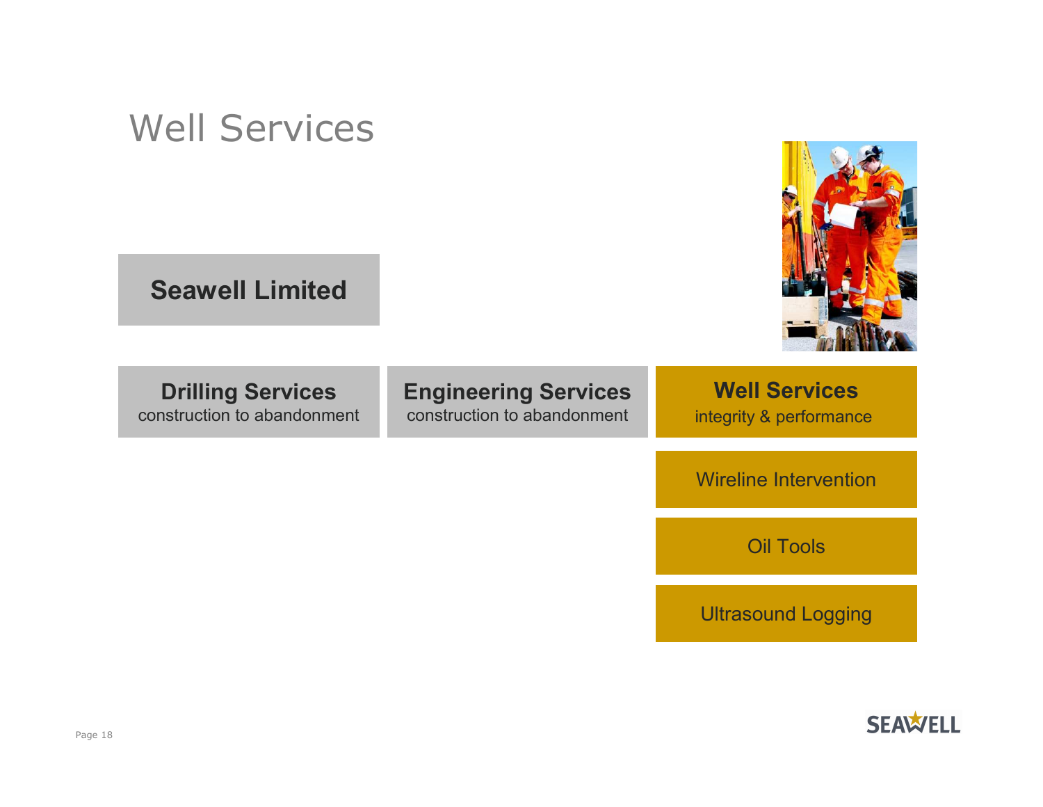# Well Services

**Seawell Limited**

**Drilling Services**
construction to abandonment

**Engineering Services**
construction to abandonment

**Well Services**
integrity & performance

- Wireline Intervention
- Oil Tools
- Ultrasound Logging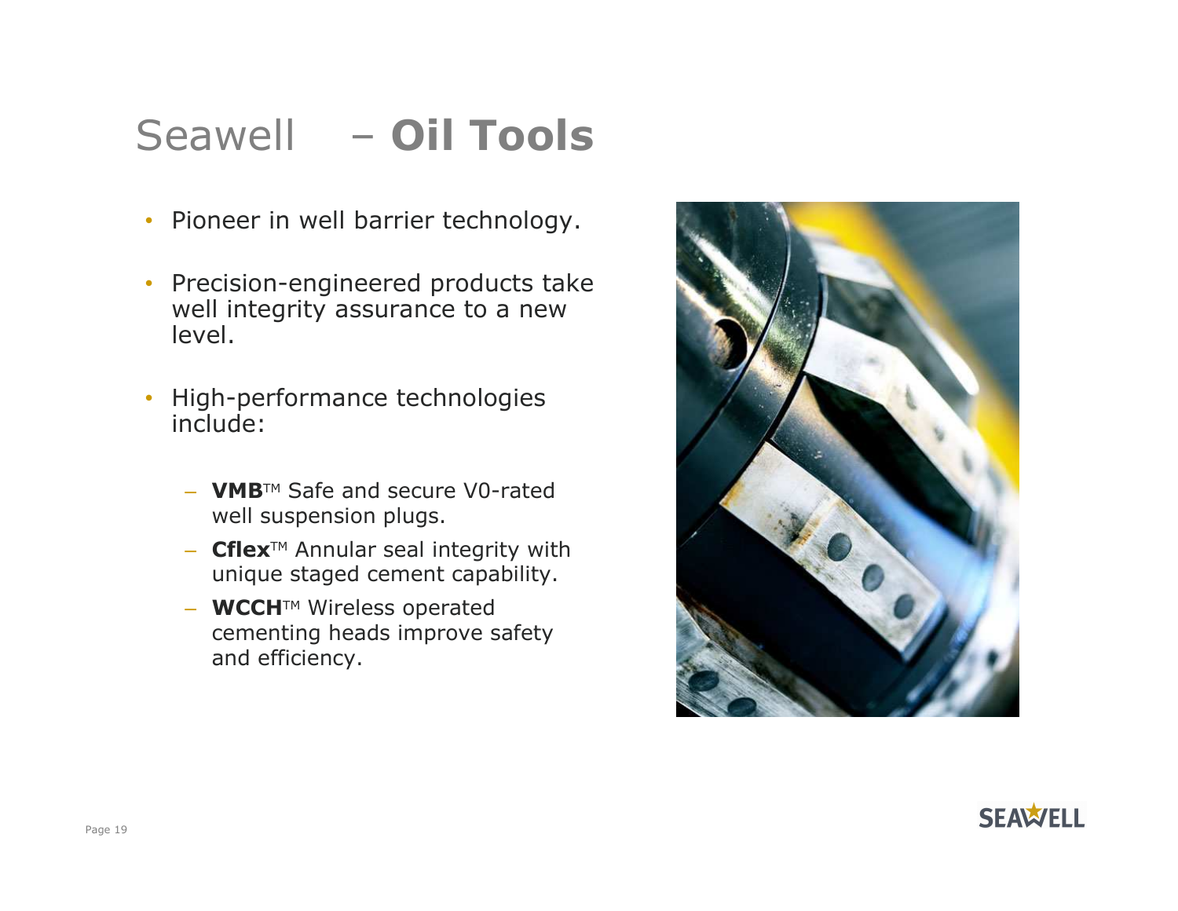# Seawell – **Oil Tools**

- Pioneer in well barrier technology.
- Precision-engineered products take well integrity assurance to a new level.
- High-performance technologies include:
  - **VMB**™ Safe and secure V0-rated well suspension plugs.
  - **Cflex**™ Annular seal integrity with unique staged cement capability.
  - **WCCH**™ Wireless operated cementing heads improve safety and efficiency.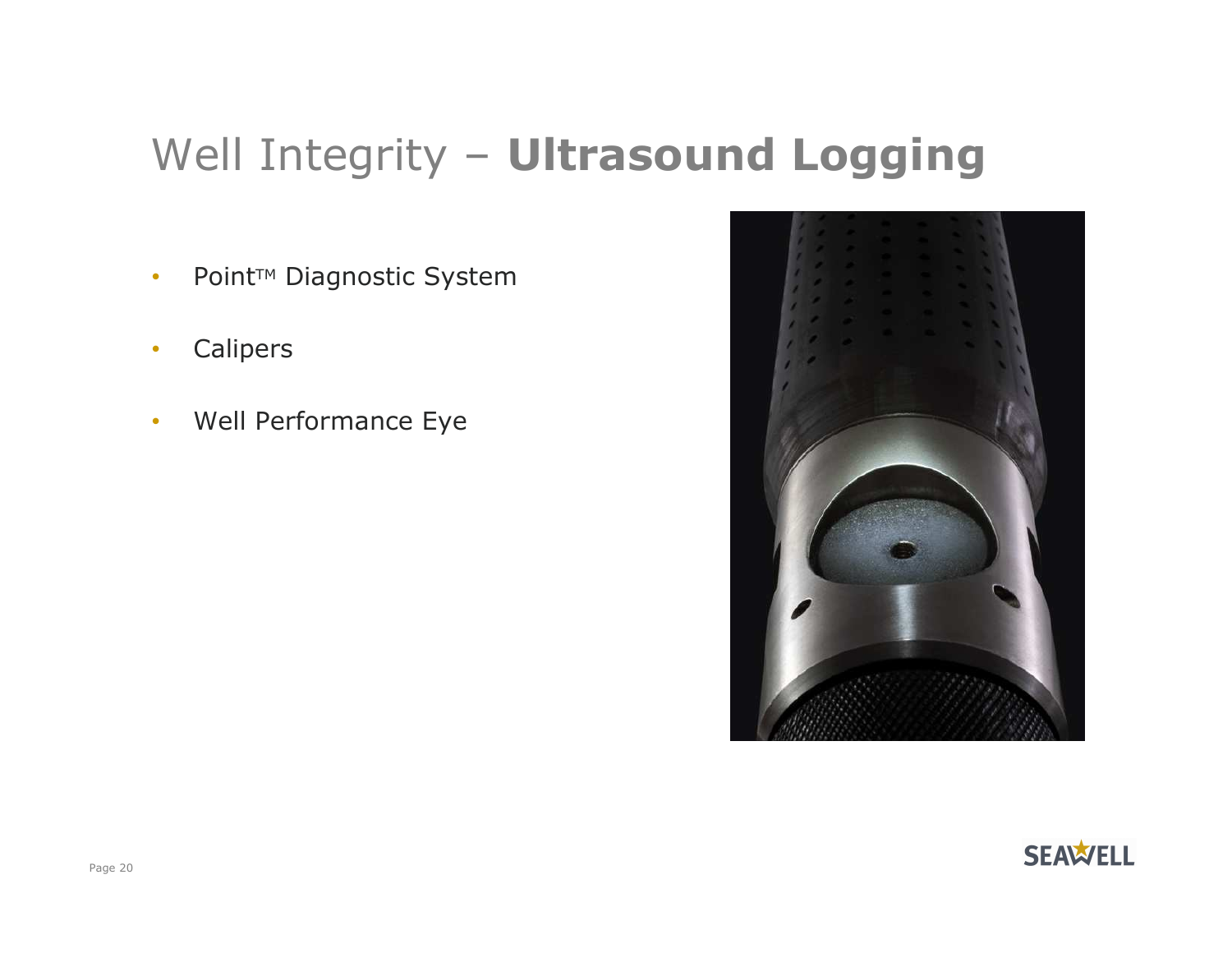# Well Integrity – **Ultrasound Logging**

- Point™ Diagnostic System
- Calipers
- Well Performance Eye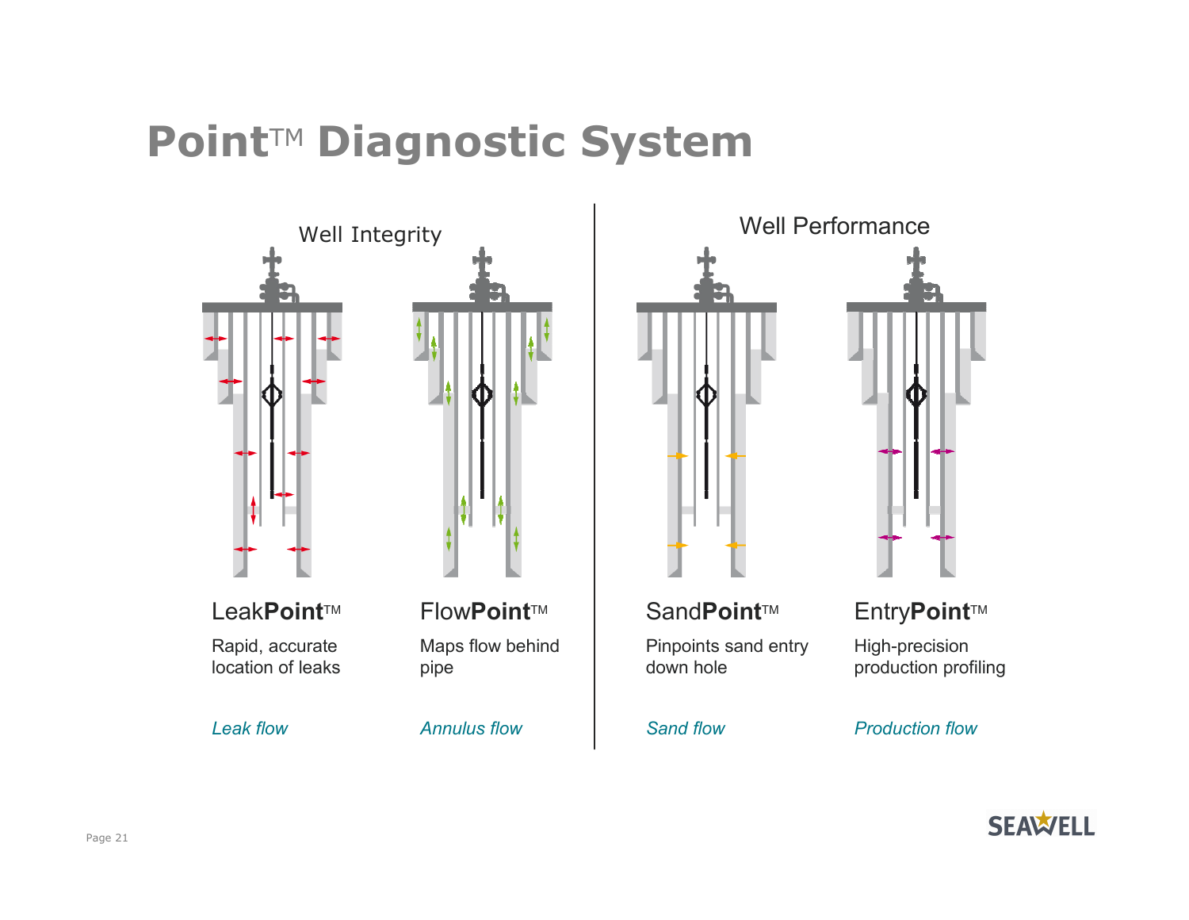# Point™ Diagnostic System

## Well Integrity

**Leak**Point™

Rapid, accurate location of leaks

*Leak flow*

**Flow**Point™

Maps flow behind pipe

*Annulus flow*

## Well Performance

**Sand**Point™

Pinpoints sand entry down hole

*Sand flow*

**Entry**Point™

High-precision production profiling

*Production flow*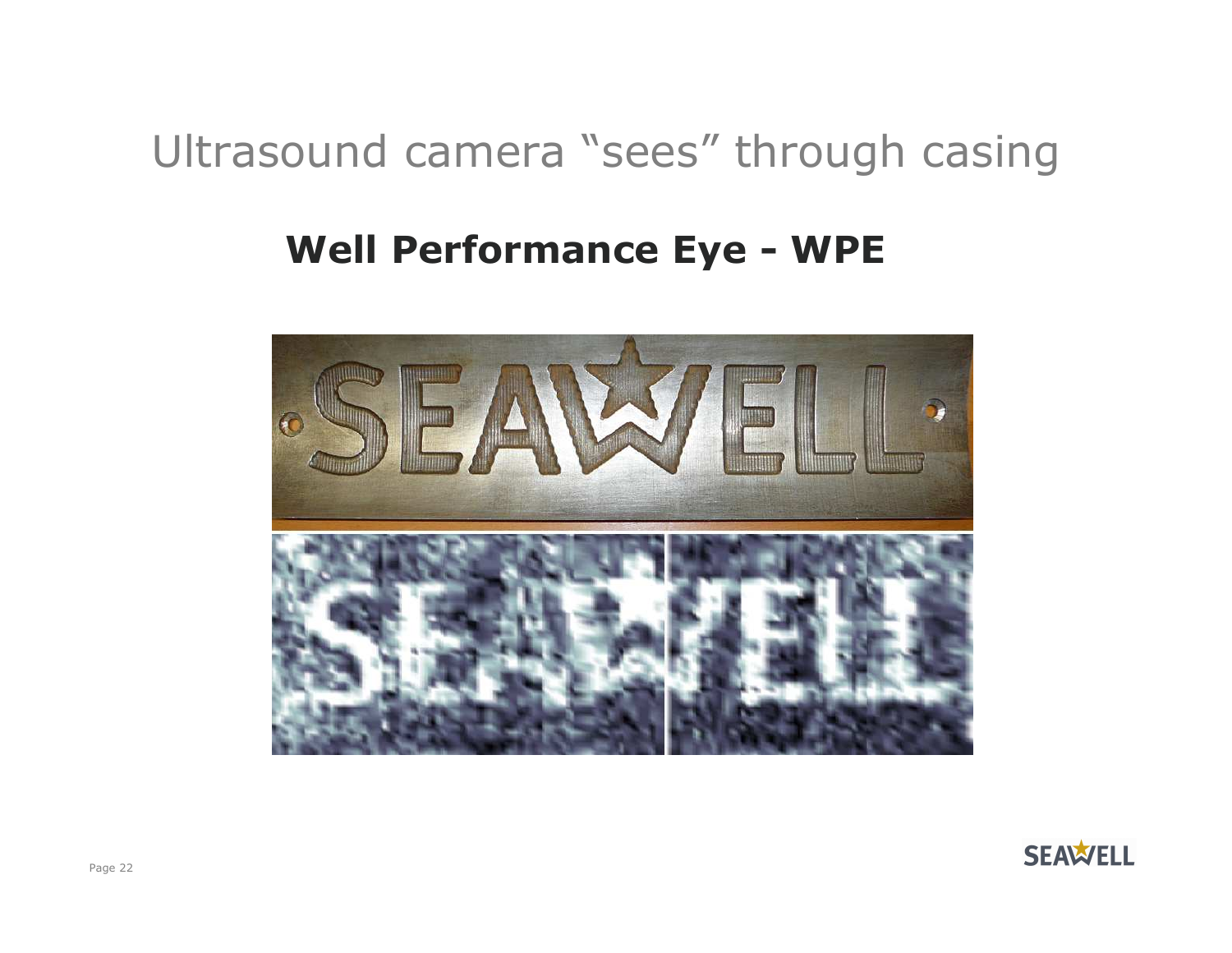# Ultrasound camera "sees" through casing

## Well Performance Eye - WPE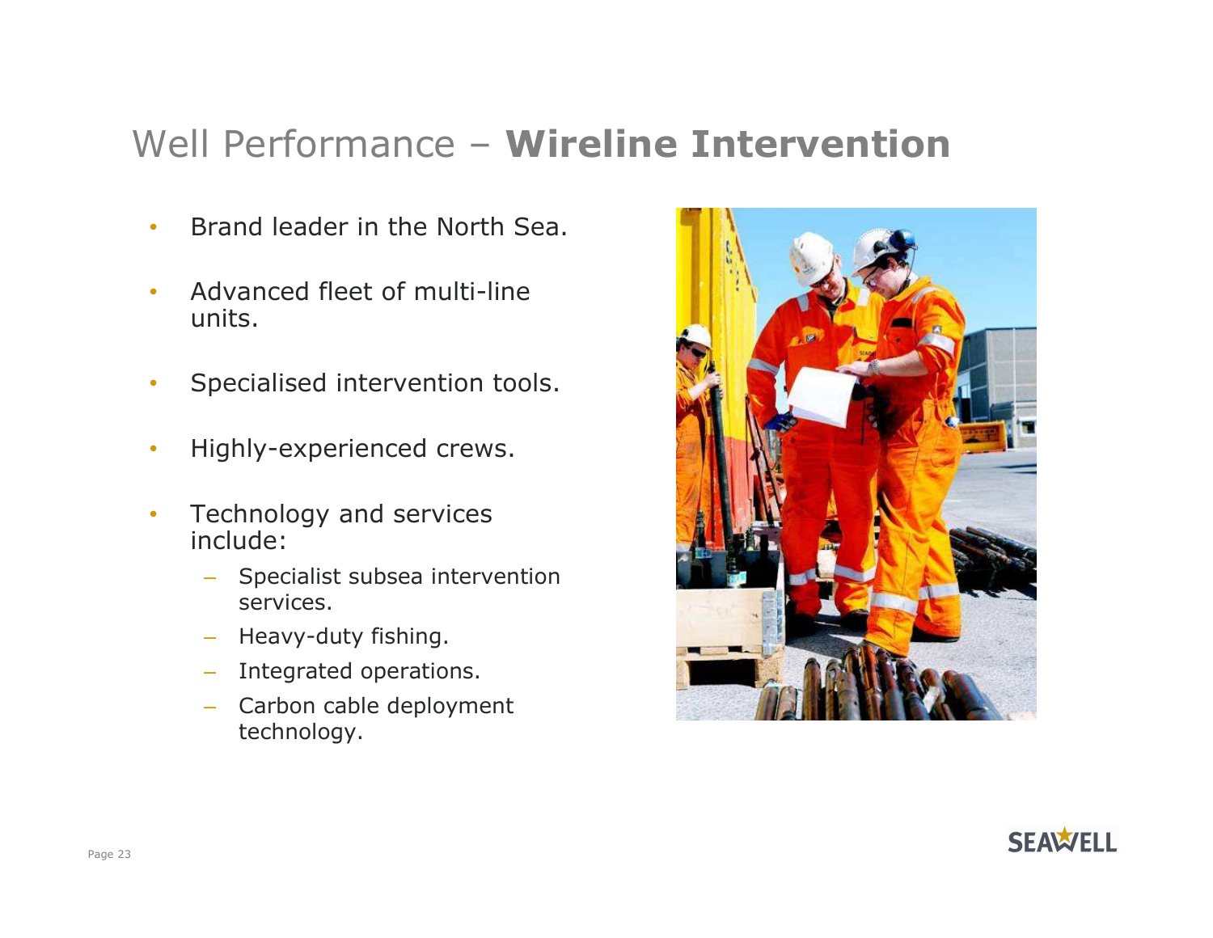# Well Performance – **Wireline Intervention**

- Brand leader in the North Sea.
- Advanced fleet of multi-line units.
- Specialised intervention tools.
- Highly-experienced crews.
- Technology and services include:
  - Specialist subsea intervention services.
  - Heavy-duty fishing.
  - Integrated operations.
  - Carbon cable deployment technology.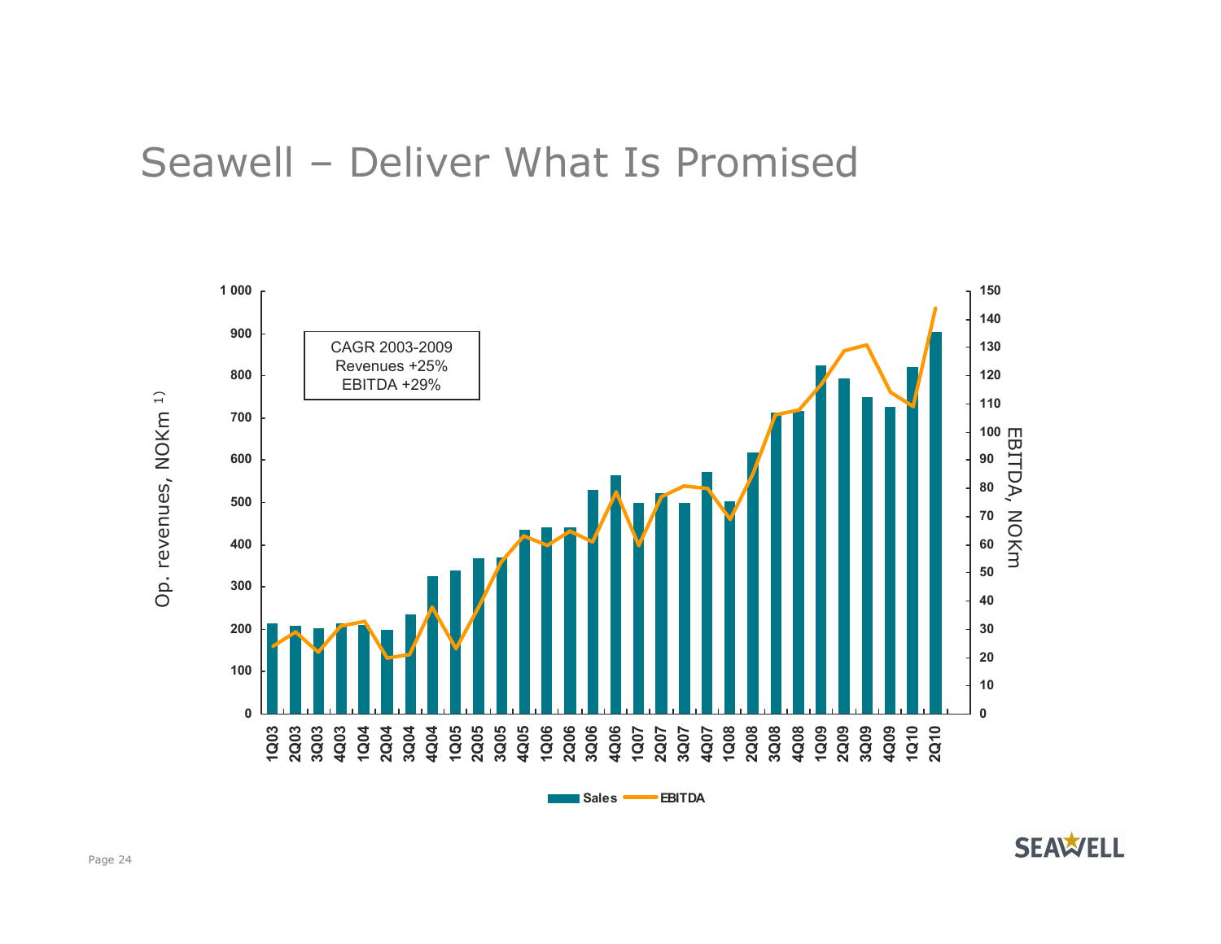# Seawell – Deliver What Is Promised

CAGR 2003-2009
Revenues +25%
EBITDA +29%

Op. revenues, NOKm [1)]

EBITDA, NOKm

Sales — EBITDA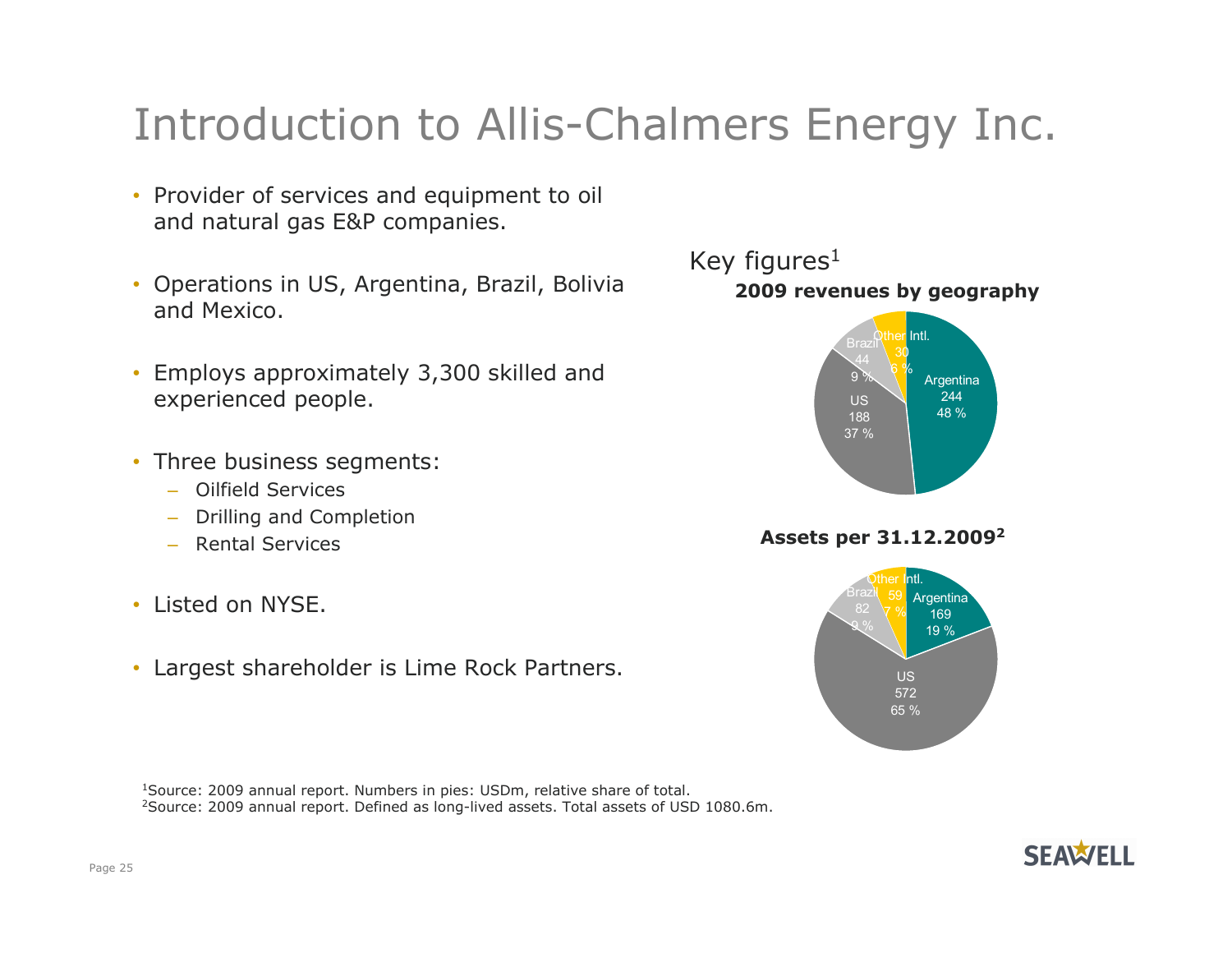# Introduction to Allis-Chalmers Energy Inc.

- Provider of services and equipment to oil and natural gas E&P companies.
- Operations in US, Argentina, Brazil, Bolivia and Mexico.
- Employs approximately 3,300 skilled and experienced people.
- Three business segments:
  - Oilfield Services
  - Drilling and Completion
  - Rental Services
- Listed on NYSE.
- Largest shareholder is Lime Rock Partners.

## Key figures[1]

**2009 revenues by geography**

| Region | USDm | Share |
| --- | --- | --- |
| Argentina | 244 | 48 % |
| US | 188 | 37 % |
| Brazil | 44 | 9 % |
| Other Intl. | 30 | 6 % |

**Assets per 31.12.2009[2]**

| Region | USDm | Share |
| --- | --- | --- |
| US | 572 | 65 % |
| Argentina | 169 | 19 % |
| Brazil | 82 | 9 % |
| Other Intl. | 59 | 7 % |

[1]Source: 2009 annual report. Numbers in pies: USDm, relative share of total.
[2]Source: 2009 annual report. Defined as long-lived assets. Total assets of USD 1080.6m.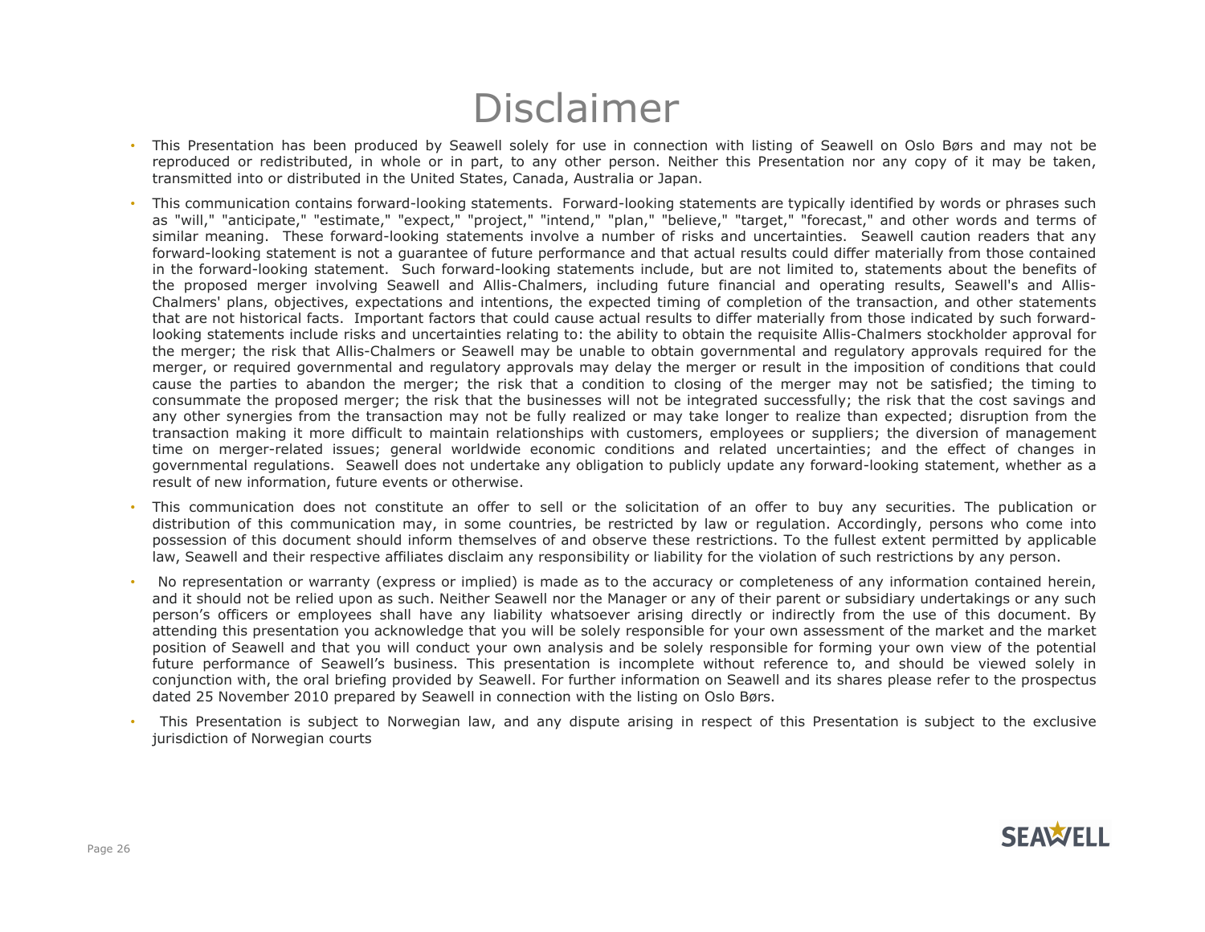# Disclaimer

- This Presentation has been produced by Seawell solely for use in connection with listing of Seawell on Oslo Børs and may not be reproduced or redistributed, in whole or in part, to any other person. Neither this Presentation nor any copy of it may be taken, transmitted into or distributed in the United States, Canada, Australia or Japan.
- This communication contains forward-looking statements. Forward-looking statements are typically identified by words or phrases such as "will," "anticipate," "estimate," "expect," "project," "intend," "plan," "believe," "target," "forecast," and other words and terms of similar meaning. These forward-looking statements involve a number of risks and uncertainties. Seawell caution readers that any forward-looking statement is not a guarantee of future performance and that actual results could differ materially from those contained in the forward-looking statement. Such forward-looking statements include, but are not limited to, statements about the benefits of the proposed merger involving Seawell and Allis-Chalmers, including future financial and operating results, Seawell's and Allis-Chalmers' plans, objectives, expectations and intentions, the expected timing of completion of the transaction, and other statements that are not historical facts. Important factors that could cause actual results to differ materially from those indicated by such forward-looking statements include risks and uncertainties relating to: the ability to obtain the requisite Allis-Chalmers stockholder approval for the merger; the risk that Allis-Chalmers or Seawell may be unable to obtain governmental and regulatory approvals required for the merger, or required governmental and regulatory approvals may delay the merger or result in the imposition of conditions that could cause the parties to abandon the merger; the risk that a condition to closing of the merger may not be satisfied; the timing to consummate the proposed merger; the risk that the businesses will not be integrated successfully; the risk that the cost savings and any other synergies from the transaction may not be fully realized or may take longer to realize than expected; disruption from the transaction making it more difficult to maintain relationships with customers, employees or suppliers; the diversion of management time on merger-related issues; general worldwide economic conditions and related uncertainties; and the effect of changes in governmental regulations. Seawell does not undertake any obligation to publicly update any forward-looking statement, whether as a result of new information, future events or otherwise.
- This communication does not constitute an offer to sell or the solicitation of an offer to buy any securities. The publication or distribution of this communication may, in some countries, be restricted by law or regulation. Accordingly, persons who come into possession of this document should inform themselves of and observe these restrictions. To the fullest extent permitted by applicable law, Seawell and their respective affiliates disclaim any responsibility or liability for the violation of such restrictions by any person.
- No representation or warranty (express or implied) is made as to the accuracy or completeness of any information contained herein, and it should not be relied upon as such. Neither Seawell nor the Manager or any of their parent or subsidiary undertakings or any such person's officers or employees shall have any liability whatsoever arising directly or indirectly from the use of this document. By attending this presentation you acknowledge that you will be solely responsible for your own assessment of the market and the market position of Seawell and that you will conduct your own analysis and be solely responsible for forming your own view of the potential future performance of Seawell's business. This presentation is incomplete without reference to, and should be viewed solely in conjunction with, the oral briefing provided by Seawell. For further information on Seawell and its shares please refer to the prospectus dated 25 November 2010 prepared by Seawell in connection with the listing on Oslo Børs.
- This Presentation is subject to Norwegian law, and any dispute arising in respect of this Presentation is subject to the exclusive jurisdiction of Norwegian courts

SEAWELL